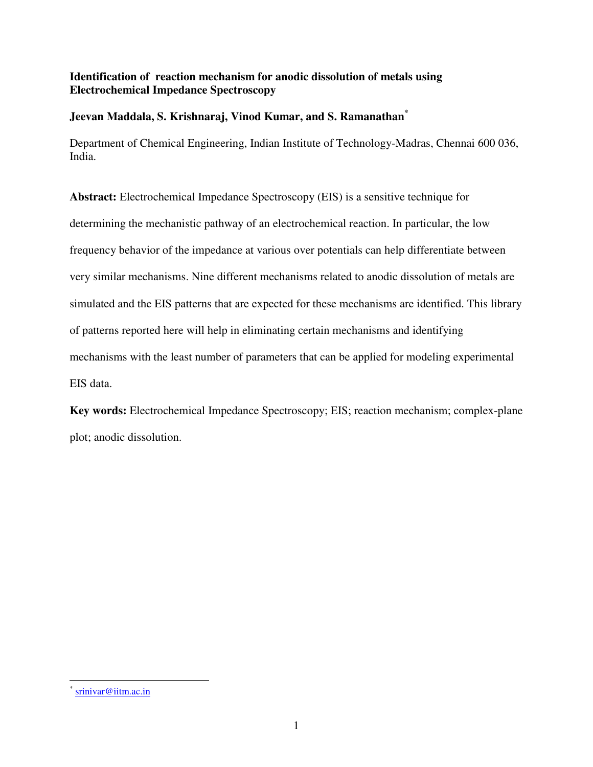# Identification of reaction mechanism for anodic dissolution of metals using Electrochemical Impedance Spectroscopy

**Jeevan Maddala, S. Krishnaraj, Vinod Kumar, and S. Ramanathan[*]**

Department of Chemical Engineering, Indian Institute of Technology-Madras, Chennai 600 036, India.

**Abstract:** Electrochemical Impedance Spectroscopy (EIS) is a sensitive technique for determining the mechanistic pathway of an electrochemical reaction. In particular, the low frequency behavior of the impedance at various over potentials can help differentiate between very similar mechanisms. Nine different mechanisms related to anodic dissolution of metals are simulated and the EIS patterns that are expected for these mechanisms are identified. This library of patterns reported here will help in eliminating certain mechanisms and identifying mechanisms with the least number of parameters that can be applied for modeling experimental EIS data.

**Key words:** Electrochemical Impedance Spectroscopy; EIS; reaction mechanism; complex-plane plot; anodic dissolution.

---

[*] srinivar@iitm.ac.in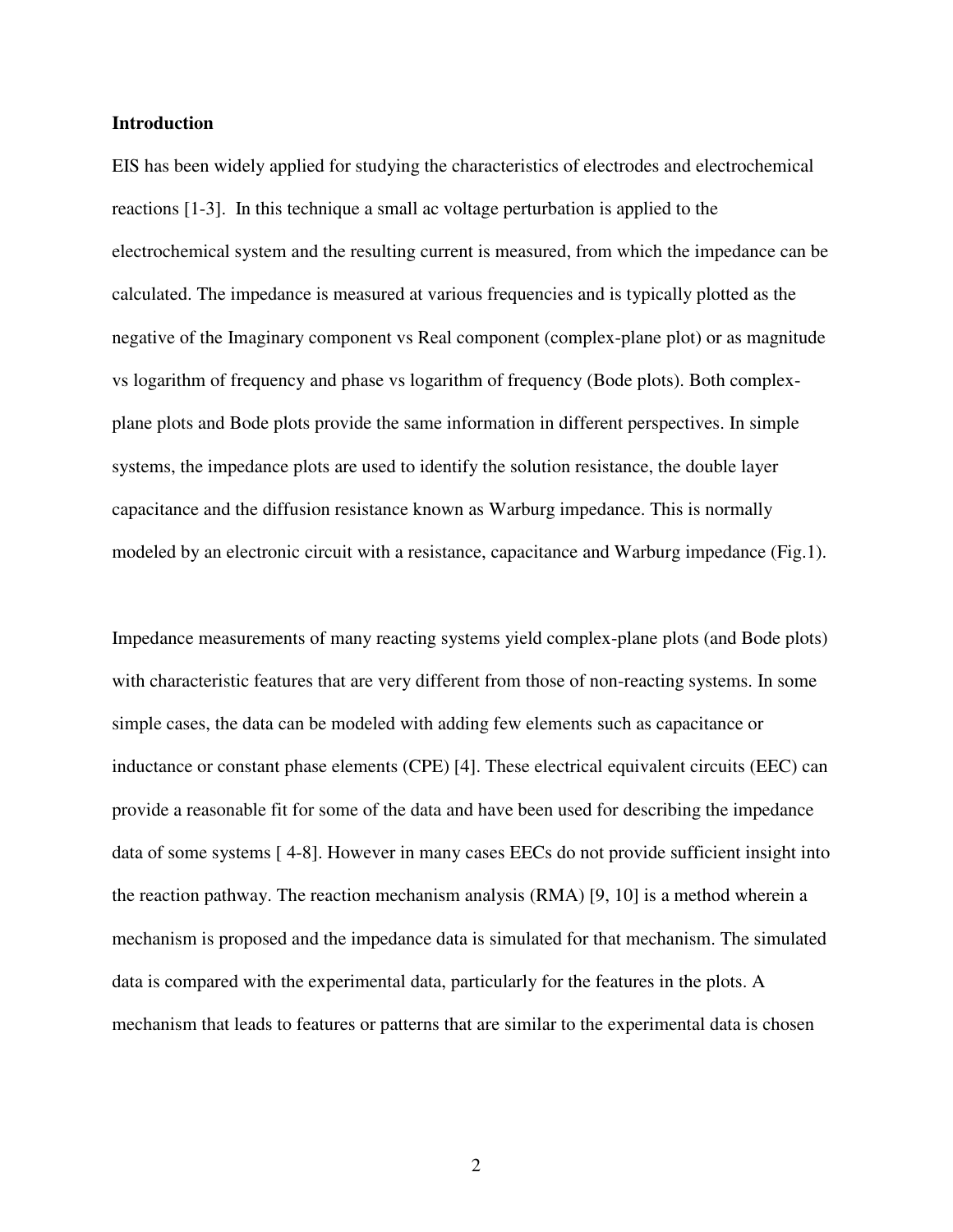## Introduction

EIS has been widely applied for studying the characteristics of electrodes and electrochemical reactions [1-3]. In this technique a small ac voltage perturbation is applied to the electrochemical system and the resulting current is measured, from which the impedance can be calculated. The impedance is measured at various frequencies and is typically plotted as the negative of the Imaginary component vs Real component (complex-plane plot) or as magnitude vs logarithm of frequency and phase vs logarithm of frequency (Bode plots). Both complex-plane plots and Bode plots provide the same information in different perspectives. In simple systems, the impedance plots are used to identify the solution resistance, the double layer capacitance and the diffusion resistance known as Warburg impedance. This is normally modeled by an electronic circuit with a resistance, capacitance and Warburg impedance (Fig.1).

Impedance measurements of many reacting systems yield complex-plane plots (and Bode plots) with characteristic features that are very different from those of non-reacting systems. In some simple cases, the data can be modeled with adding few elements such as capacitance or inductance or constant phase elements (CPE) [4]. These electrical equivalent circuits (EEC) can provide a reasonable fit for some of the data and have been used for describing the impedance data of some systems [ 4-8]. However in many cases EECs do not provide sufficient insight into the reaction pathway. The reaction mechanism analysis (RMA) [9, 10] is a method wherein a mechanism is proposed and the impedance data is simulated for that mechanism. The simulated data is compared with the experimental data, particularly for the features in the plots. A mechanism that leads to features or patterns that are similar to the experimental data is chosen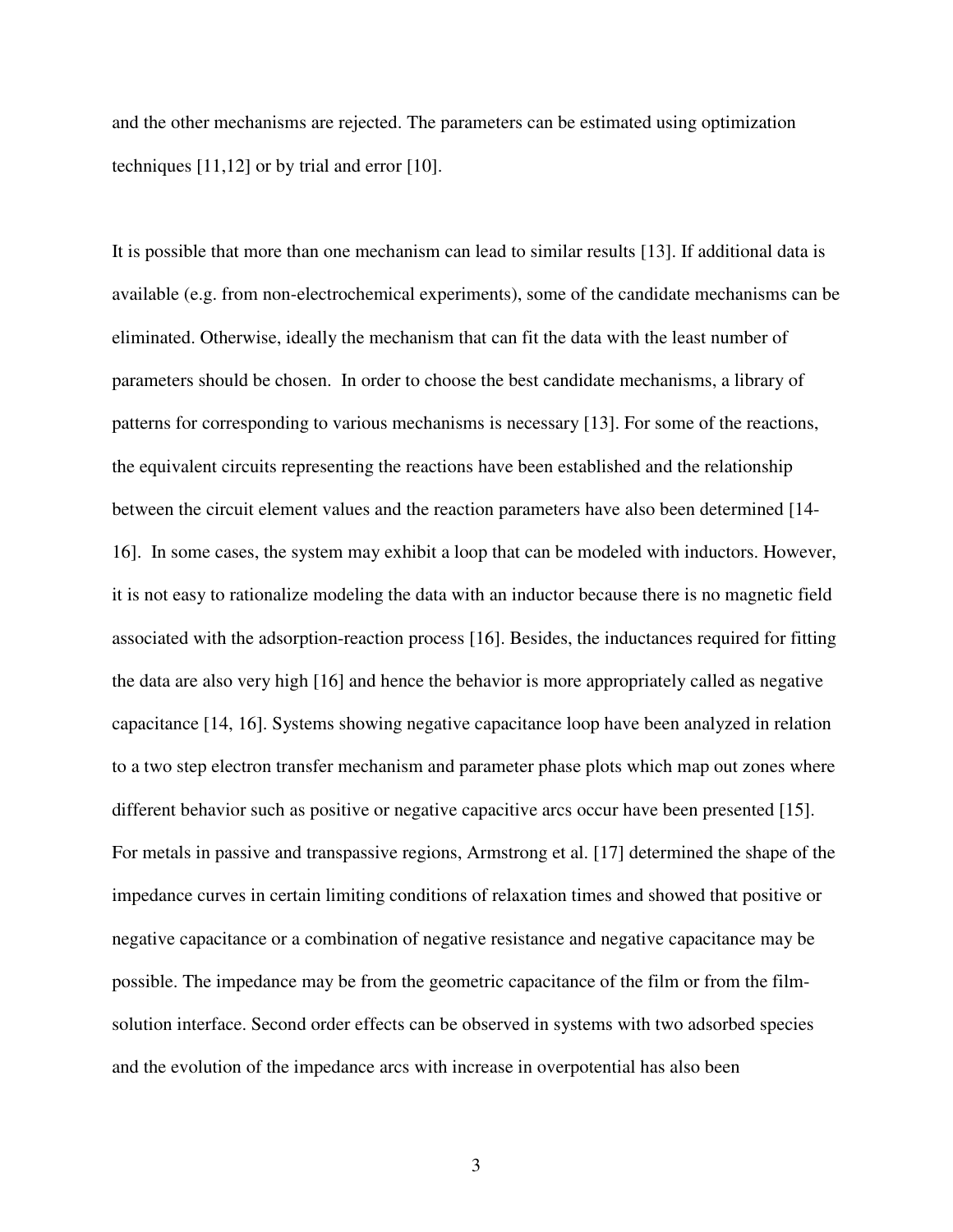and the other mechanisms are rejected. The parameters can be estimated using optimization techniques [11,12] or by trial and error [10].

It is possible that more than one mechanism can lead to similar results [13]. If additional data is available (e.g. from non-electrochemical experiments), some of the candidate mechanisms can be eliminated. Otherwise, ideally the mechanism that can fit the data with the least number of parameters should be chosen. In order to choose the best candidate mechanisms, a library of patterns for corresponding to various mechanisms is necessary [13]. For some of the reactions, the equivalent circuits representing the reactions have been established and the relationship between the circuit element values and the reaction parameters have also been determined [14-16]. In some cases, the system may exhibit a loop that can be modeled with inductors. However, it is not easy to rationalize modeling the data with an inductor because there is no magnetic field associated with the adsorption-reaction process [16]. Besides, the inductances required for fitting the data are also very high [16] and hence the behavior is more appropriately called as negative capacitance [14, 16]. Systems showing negative capacitance loop have been analyzed in relation to a two step electron transfer mechanism and parameter phase plots which map out zones where different behavior such as positive or negative capacitive arcs occur have been presented [15]. For metals in passive and transpassive regions, Armstrong et al. [17] determined the shape of the impedance curves in certain limiting conditions of relaxation times and showed that positive or negative capacitance or a combination of negative resistance and negative capacitance may be possible. The impedance may be from the geometric capacitance of the film or from the film-solution interface. Second order effects can be observed in systems with two adsorbed species and the evolution of the impedance arcs with increase in overpotential has also been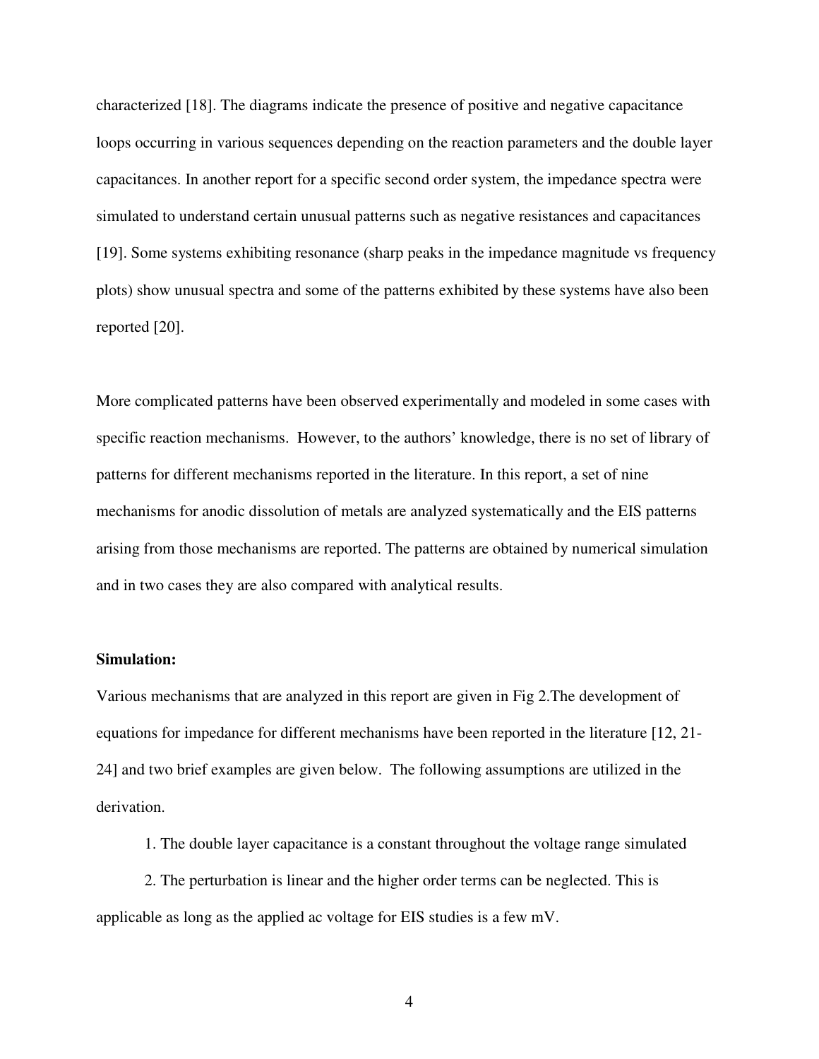characterized [18]. The diagrams indicate the presence of positive and negative capacitance loops occurring in various sequences depending on the reaction parameters and the double layer capacitances. In another report for a specific second order system, the impedance spectra were simulated to understand certain unusual patterns such as negative resistances and capacitances [19]. Some systems exhibiting resonance (sharp peaks in the impedance magnitude vs frequency plots) show unusual spectra and some of the patterns exhibited by these systems have also been reported [20].

More complicated patterns have been observed experimentally and modeled in some cases with specific reaction mechanisms. However, to the authors' knowledge, there is no set of library of patterns for different mechanisms reported in the literature. In this report, a set of nine mechanisms for anodic dissolution of metals are analyzed systematically and the EIS patterns arising from those mechanisms are reported. The patterns are obtained by numerical simulation and in two cases they are also compared with analytical results.

**Simulation:**

Various mechanisms that are analyzed in this report are given in Fig 2.The development of equations for impedance for different mechanisms have been reported in the literature [12, 21-24] and two brief examples are given below. The following assumptions are utilized in the derivation.

1. The double layer capacitance is a constant throughout the voltage range simulated

2. The perturbation is linear and the higher order terms can be neglected. This is applicable as long as the applied ac voltage for EIS studies is a few mV.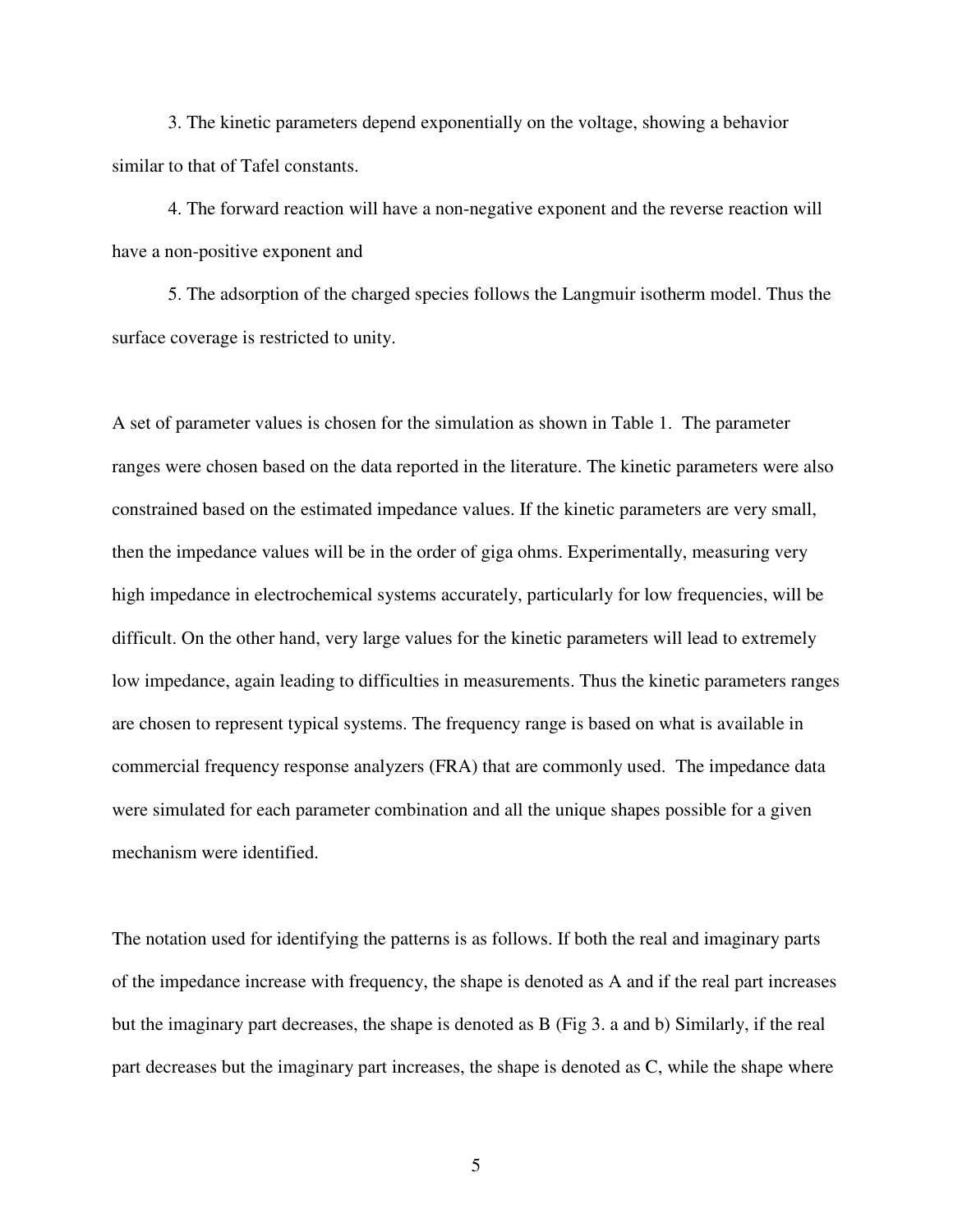3. The kinetic parameters depend exponentially on the voltage, showing a behavior similar to that of Tafel constants.

4. The forward reaction will have a non-negative exponent and the reverse reaction will have a non-positive exponent and

5. The adsorption of the charged species follows the Langmuir isotherm model. Thus the surface coverage is restricted to unity.

A set of parameter values is chosen for the simulation as shown in Table 1. The parameter ranges were chosen based on the data reported in the literature. The kinetic parameters were also constrained based on the estimated impedance values. If the kinetic parameters are very small, then the impedance values will be in the order of giga ohms. Experimentally, measuring very high impedance in electrochemical systems accurately, particularly for low frequencies, will be difficult. On the other hand, very large values for the kinetic parameters will lead to extremely low impedance, again leading to difficulties in measurements. Thus the kinetic parameters ranges are chosen to represent typical systems. The frequency range is based on what is available in commercial frequency response analyzers (FRA) that are commonly used. The impedance data were simulated for each parameter combination and all the unique shapes possible for a given mechanism were identified.

The notation used for identifying the patterns is as follows. If both the real and imaginary parts of the impedance increase with frequency, the shape is denoted as A and if the real part increases but the imaginary part decreases, the shape is denoted as B (Fig 3. a and b) Similarly, if the real part decreases but the imaginary part increases, the shape is denoted as C, while the shape where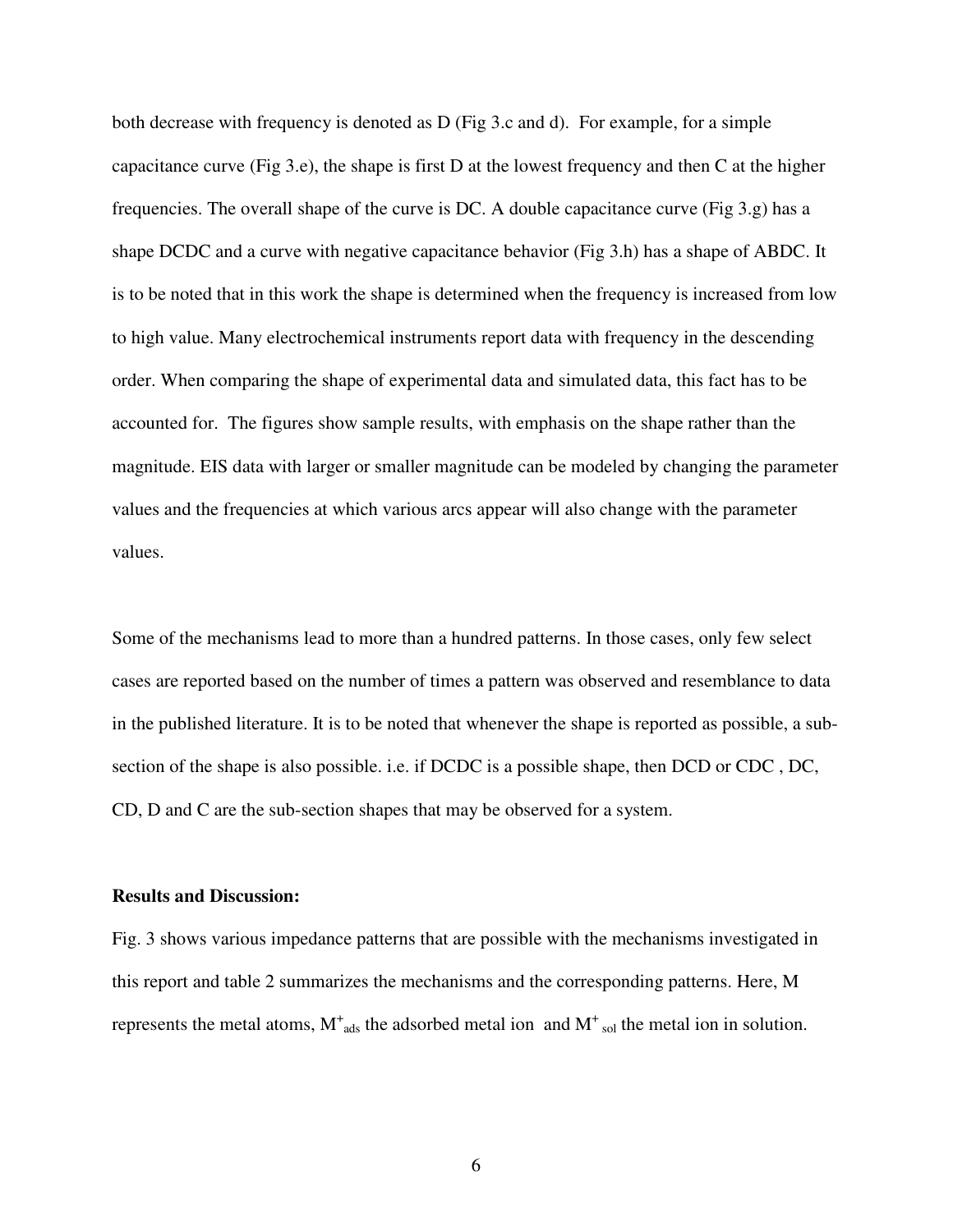both decrease with frequency is denoted as D (Fig 3.c and d). For example, for a simple capacitance curve (Fig 3.e), the shape is first D at the lowest frequency and then C at the higher frequencies. The overall shape of the curve is DC. A double capacitance curve (Fig 3.g) has a shape DCDC and a curve with negative capacitance behavior (Fig 3.h) has a shape of ABDC. It is to be noted that in this work the shape is determined when the frequency is increased from low to high value. Many electrochemical instruments report data with frequency in the descending order. When comparing the shape of experimental data and simulated data, this fact has to be accounted for. The figures show sample results, with emphasis on the shape rather than the magnitude. EIS data with larger or smaller magnitude can be modeled by changing the parameter values and the frequencies at which various arcs appear will also change with the parameter values.

Some of the mechanisms lead to more than a hundred patterns. In those cases, only few select cases are reported based on the number of times a pattern was observed and resemblance to data in the published literature. It is to be noted that whenever the shape is reported as possible, a sub-section of the shape is also possible. i.e. if DCDC is a possible shape, then DCD or CDC , DC, CD, D and C are the sub-section shapes that may be observed for a system.

**Results and Discussion:**

Fig. 3 shows various impedance patterns that are possible with the mechanisms investigated in this report and table 2 summarizes the mechanisms and the corresponding patterns. Here, M represents the metal atoms, $M^{+}_{ads}$ the adsorbed metal ion and $M^{+}_{sol}$ the metal ion in solution.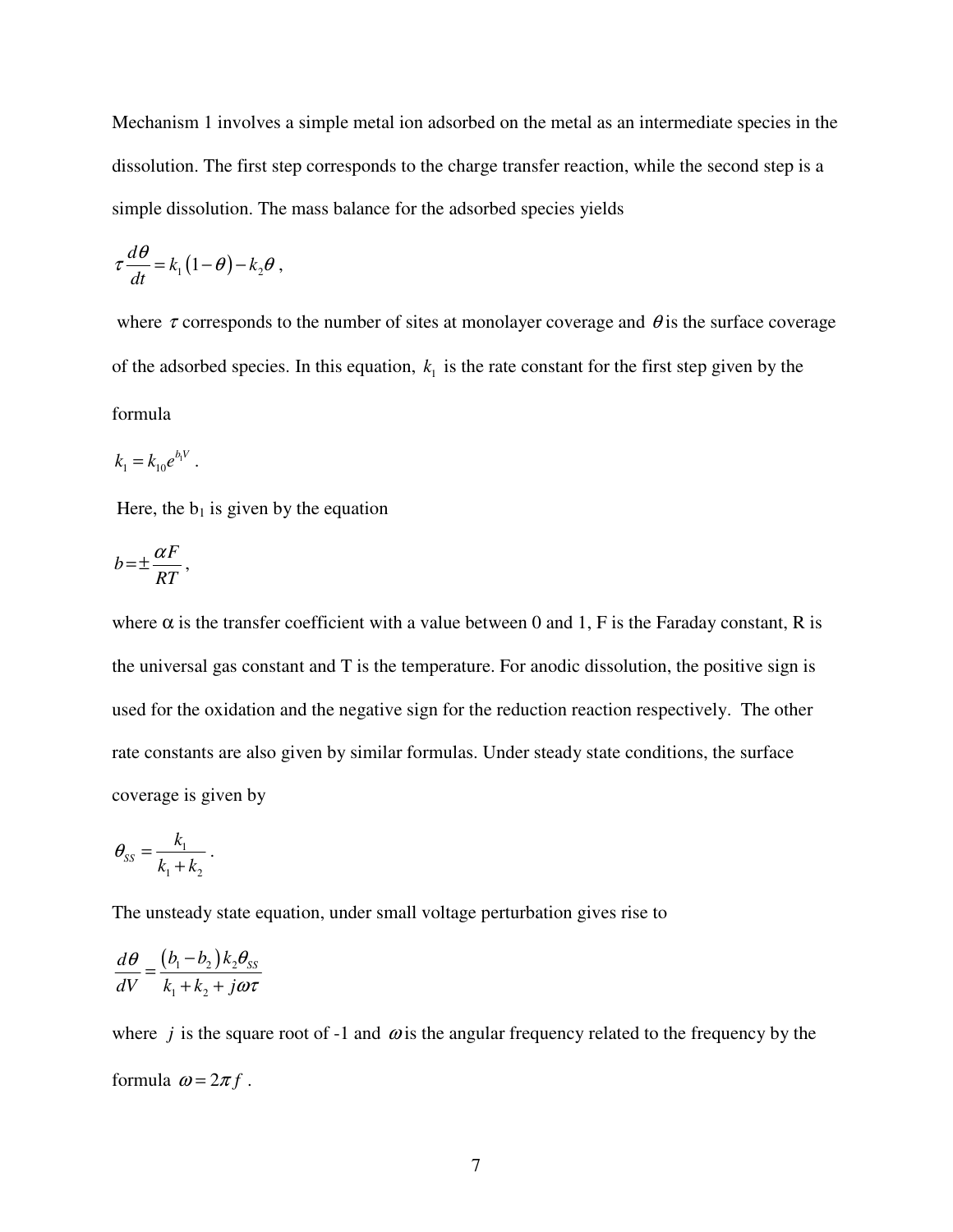Mechanism 1 involves a simple metal ion adsorbed on the metal as an intermediate species in the dissolution. The first step corresponds to the charge transfer reaction, while the second step is a simple dissolution. The mass balance for the adsorbed species yields

$$\tau \frac{d\theta}{dt} = k_1\left(1-\theta\right) - k_2\theta \, ,$$

where $\tau$ corresponds to the number of sites at monolayer coverage and $\theta$ is the surface coverage of the adsorbed species. In this equation, $k_1$ is the rate constant for the first step given by the formula

$$k_1 = k_{10}e^{b_1 V} \, .$$

Here, the $b_1$ is given by the equation

$$b = \pm \frac{\alpha F}{RT} \, ,$$

where $\alpha$ is the transfer coefficient with a value between 0 and 1, F is the Faraday constant, R is the universal gas constant and T is the temperature. For anodic dissolution, the positive sign is used for the oxidation and the negative sign for the reduction reaction respectively. The other rate constants are also given by similar formulas. Under steady state conditions, the surface coverage is given by

$$\theta_{SS} = \frac{k_1}{k_1 + k_2} \, .$$

The unsteady state equation, under small voltage perturbation gives rise to

$$\frac{d\theta}{dV} = \frac{\left(b_1 - b_2\right)k_2\theta_{SS}}{k_1 + k_2 + j\omega\tau}$$

where $j$ is the square root of -1 and $\omega$ is the angular frequency related to the frequency by the formula $\omega = 2\pi f$ .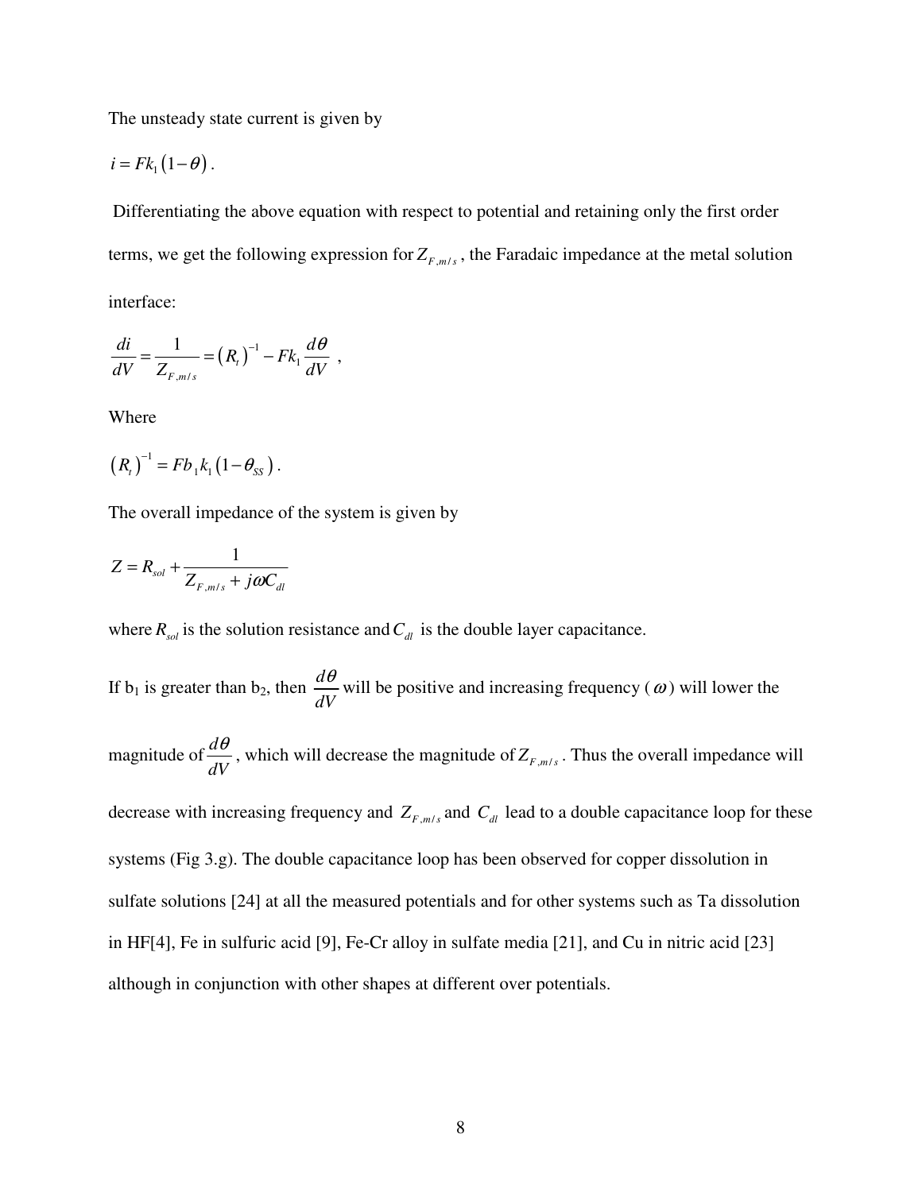The unsteady state current is given by

$$i = Fk_1(1-\theta).$$

Differentiating the above equation with respect to potential and retaining only the first order terms, we get the following expression for $Z_{F,m/s}$, the Faradaic impedance at the metal solution interface:

$$\frac{di}{dV} = \frac{1}{Z_{F,m/s}} = (R_t)^{-1} - Fk_1 \frac{d\theta}{dV},$$

Where

$$(R_t)^{-1} = Fb_1k_1(1-\theta_{SS}).$$

The overall impedance of the system is given by

$$Z = R_{sol} + \frac{1}{Z_{F,m/s} + j\omega C_{dl}}$$

where $R_{sol}$ is the solution resistance and $C_{dl}$ is the double layer capacitance.

If $b_1$ is greater than $b_2$, then $\frac{d\theta}{dV}$ will be positive and increasing frequency ($\omega$) will lower the magnitude of $\frac{d\theta}{dV}$, which will decrease the magnitude of $Z_{F,m/s}$. Thus the overall impedance will decrease with increasing frequency and $Z_{F,m/s}$ and $C_{dl}$ lead to a double capacitance loop for these systems (Fig 3.g). The double capacitance loop has been observed for copper dissolution in sulfate solutions [24] at all the measured potentials and for other systems such as Ta dissolution in HF[4], Fe in sulfuric acid [9], Fe-Cr alloy in sulfate media [21], and Cu in nitric acid [23] although in conjunction with other shapes at different over potentials.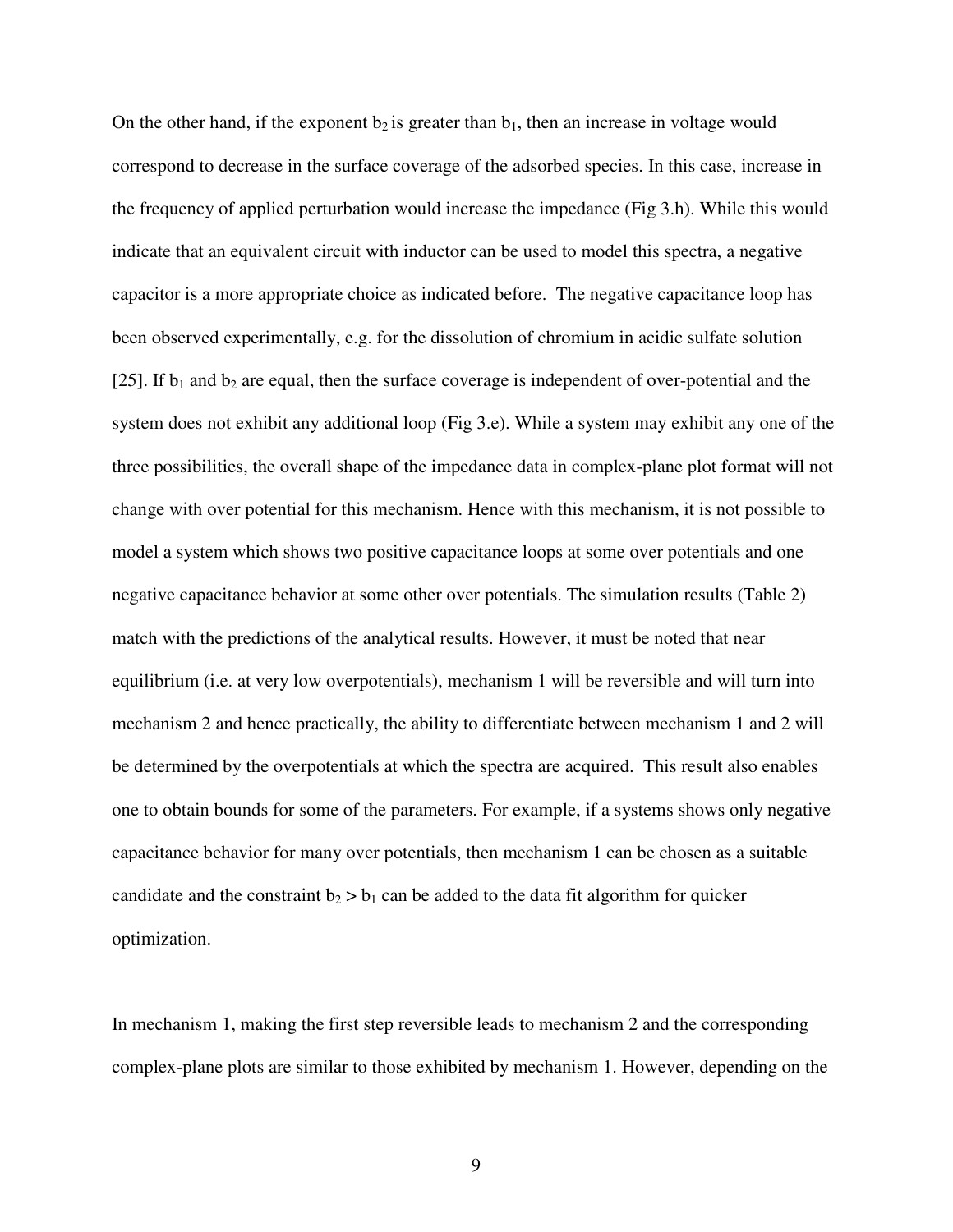On the other hand, if the exponent $b_2$ is greater than $b_1$, then an increase in voltage would correspond to decrease in the surface coverage of the adsorbed species. In this case, increase in the frequency of applied perturbation would increase the impedance (Fig 3.h). While this would indicate that an equivalent circuit with inductor can be used to model this spectra, a negative capacitor is a more appropriate choice as indicated before. The negative capacitance loop has been observed experimentally, e.g. for the dissolution of chromium in acidic sulfate solution [25]. If $b_1$ and $b_2$ are equal, then the surface coverage is independent of over-potential and the system does not exhibit any additional loop (Fig 3.e). While a system may exhibit any one of the three possibilities, the overall shape of the impedance data in complex-plane plot format will not change with over potential for this mechanism. Hence with this mechanism, it is not possible to model a system which shows two positive capacitance loops at some over potentials and one negative capacitance behavior at some other over potentials. The simulation results (Table 2) match with the predictions of the analytical results. However, it must be noted that near equilibrium (i.e. at very low overpotentials), mechanism 1 will be reversible and will turn into mechanism 2 and hence practically, the ability to differentiate between mechanism 1 and 2 will be determined by the overpotentials at which the spectra are acquired. This result also enables one to obtain bounds for some of the parameters. For example, if a systems shows only negative capacitance behavior for many over potentials, then mechanism 1 can be chosen as a suitable candidate and the constraint $b_2 > b_1$ can be added to the data fit algorithm for quicker optimization.

In mechanism 1, making the first step reversible leads to mechanism 2 and the corresponding complex-plane plots are similar to those exhibited by mechanism 1. However, depending on the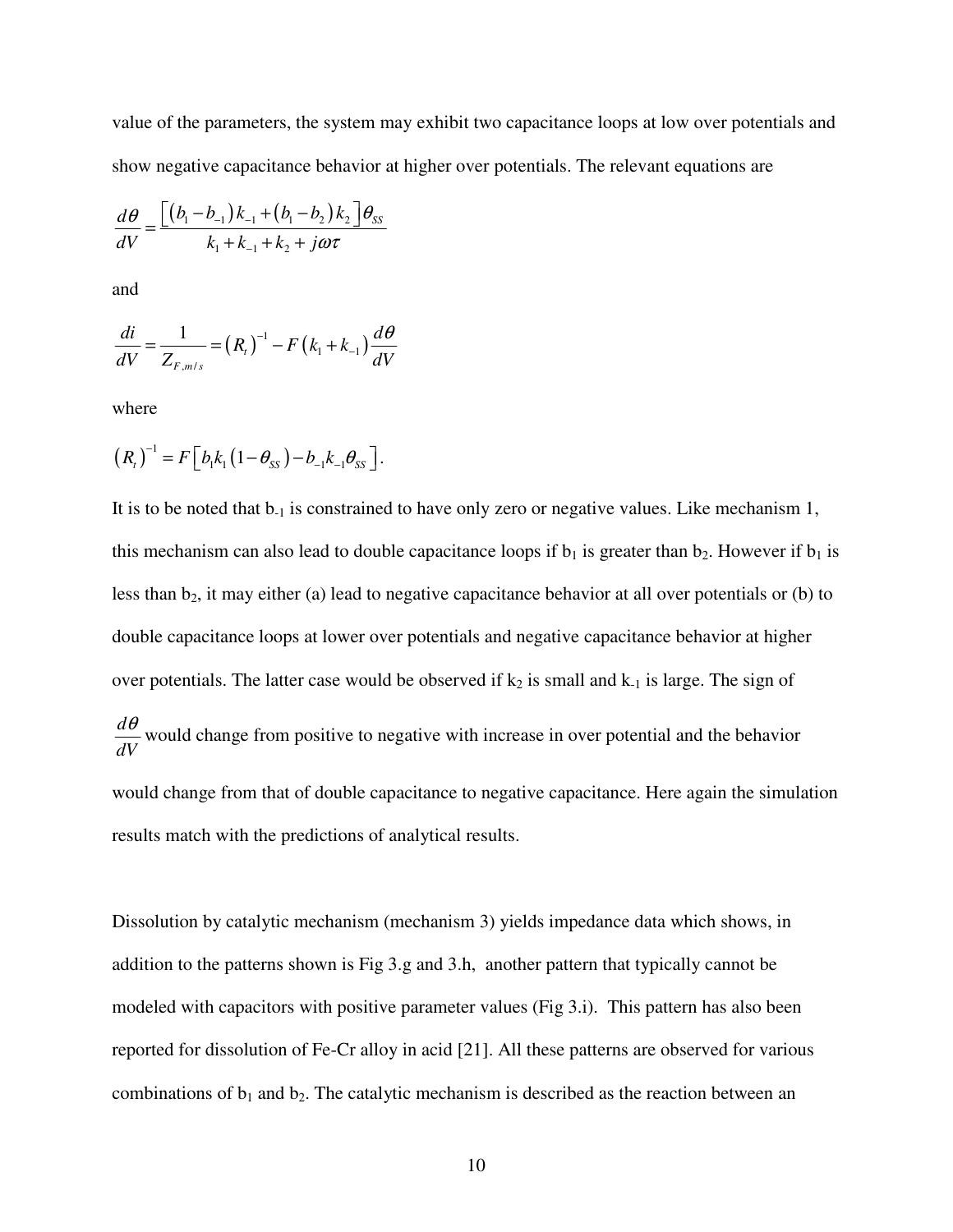value of the parameters, the system may exhibit two capacitance loops at low over potentials and show negative capacitance behavior at higher over potentials. The relevant equations are

$$\frac{d\theta}{dV} = \frac{\left[(b_1 - b_{-1})k_{-1} + (b_1 - b_2)k_2\right]\theta_{SS}}{k_1 + k_{-1} + k_2 + j\omega\tau}$$

and

$$\frac{di}{dV} = \frac{1}{Z_{F,m/s}} = (R_t)^{-1} - F(k_1 + k_{-1})\frac{d\theta}{dV}$$

where

$$(R_t)^{-1} = F\left[b_1 k_1 (1 - \theta_{SS}) - b_{-1} k_{-1} \theta_{SS}\right].$$

It is to be noted that $b_{-1}$ is constrained to have only zero or negative values. Like mechanism 1, this mechanism can also lead to double capacitance loops if $b_1$ is greater than $b_2$. However if $b_1$ is less than $b_2$, it may either (a) lead to negative capacitance behavior at all over potentials or (b) to double capacitance loops at lower over potentials and negative capacitance behavior at higher over potentials. The latter case would be observed if $k_2$ is small and $k_{-1}$ is large. The sign of $\frac{d\theta}{dV}$ would change from positive to negative with increase in over potential and the behavior would change from that of double capacitance to negative capacitance. Here again the simulation results match with the predictions of analytical results.

Dissolution by catalytic mechanism (mechanism 3) yields impedance data which shows, in addition to the patterns shown is Fig 3.g and 3.h, another pattern that typically cannot be modeled with capacitors with positive parameter values (Fig 3.i). This pattern has also been reported for dissolution of Fe-Cr alloy in acid [21]. All these patterns are observed for various combinations of $b_1$ and $b_2$. The catalytic mechanism is described as the reaction between an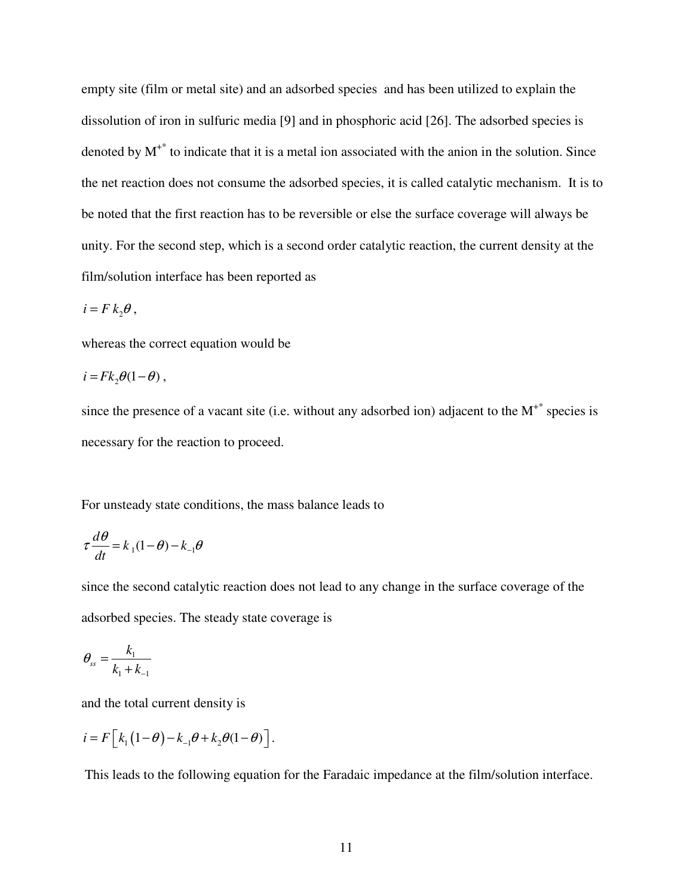empty site (film or metal site) and an adsorbed species and has been utilized to explain the dissolution of iron in sulfuric media [9] and in phosphoric acid [26]. The adsorbed species is denoted by $M^{+*}$ to indicate that it is a metal ion associated with the anion in the solution. Since the net reaction does not consume the adsorbed species, it is called catalytic mechanism. It is to be noted that the first reaction has to be reversible or else the surface coverage will always be unity. For the second step, which is a second order catalytic reaction, the current density at the film/solution interface has been reported as

$$i = F\, k_2 \theta \,,$$

whereas the correct equation would be

$$i = F k_2 \theta (1-\theta) \,,$$

since the presence of a vacant site (i.e. without any adsorbed ion) adjacent to the $M^{+*}$ species is necessary for the reaction to proceed.

For unsteady state conditions, the mass balance leads to

$$\tau \frac{d\theta}{dt} = k_1 (1-\theta) - k_{-1}\theta$$

since the second catalytic reaction does not lead to any change in the surface coverage of the adsorbed species. The steady state coverage is

$$\theta_{ss} = \frac{k_1}{k_1 + k_{-1}}$$

and the total current density is

$$i = F\left[ k_1 \left(1-\theta\right) - k_{-1}\theta + k_2 \theta (1-\theta) \right].$$

This leads to the following equation for the Faradaic impedance at the film/solution interface.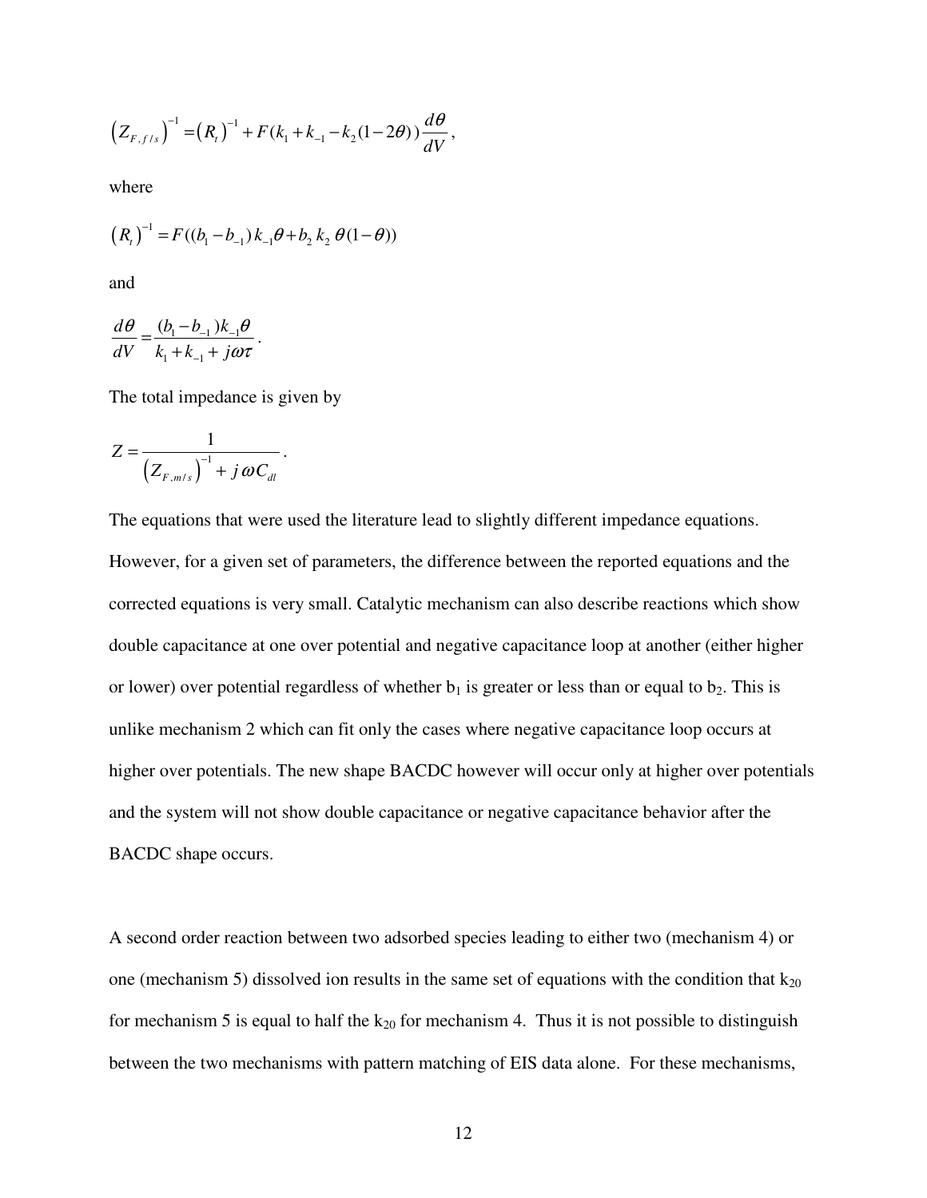$$\left(Z_{F,f/s}\right)^{-1} = \left(R_t\right)^{-1} + F(k_1 + k_{-1} - k_2(1-2\theta))\frac{d\theta}{dV},$$

where

$$\left(R_t\right)^{-1} = F((b_1 - b_{-1})\,k_{-1}\theta + b_2\,k_2\,\theta(1-\theta))$$

and

$$\frac{d\theta}{dV} = \frac{(b_1 - b_{-1})k_{-1}\theta}{k_1 + k_{-1} + j\omega\tau}.$$

The total impedance is given by

$$Z = \frac{1}{\left(Z_{F,m/s}\right)^{-1} + j\,\omega C_{dl}}.$$

The equations that were used the literature lead to slightly different impedance equations. However, for a given set of parameters, the difference between the reported equations and the corrected equations is very small. Catalytic mechanism can also describe reactions which show double capacitance at one over potential and negative capacitance loop at another (either higher or lower) over potential regardless of whether $b_1$ is greater or less than or equal to $b_2$. This is unlike mechanism 2 which can fit only the cases where negative capacitance loop occurs at higher over potentials. The new shape BACDC however will occur only at higher over potentials and the system will not show double capacitance or negative capacitance behavior after the BACDC shape occurs.

A second order reaction between two adsorbed species leading to either two (mechanism 4) or one (mechanism 5) dissolved ion results in the same set of equations with the condition that $k_{20}$ for mechanism 5 is equal to half the $k_{20}$ for mechanism 4. Thus it is not possible to distinguish between the two mechanisms with pattern matching of EIS data alone. For these mechanisms,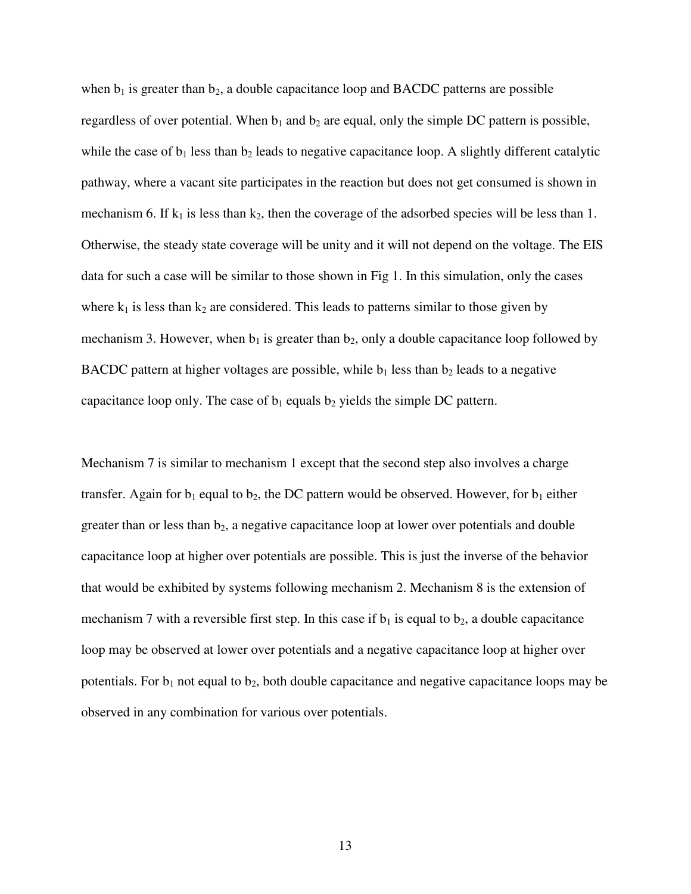when $b_1$ is greater than $b_2$, a double capacitance loop and BACDC patterns are possible regardless of over potential. When $b_1$ and $b_2$ are equal, only the simple DC pattern is possible, while the case of $b_1$ less than $b_2$ leads to negative capacitance loop. A slightly different catalytic pathway, where a vacant site participates in the reaction but does not get consumed is shown in mechanism 6. If $k_1$ is less than $k_2$, then the coverage of the adsorbed species will be less than 1. Otherwise, the steady state coverage will be unity and it will not depend on the voltage. The EIS data for such a case will be similar to those shown in Fig 1. In this simulation, only the cases where $k_1$ is less than $k_2$ are considered. This leads to patterns similar to those given by mechanism 3. However, when $b_1$ is greater than $b_2$, only a double capacitance loop followed by BACDC pattern at higher voltages are possible, while $b_1$ less than $b_2$ leads to a negative capacitance loop only. The case of $b_1$ equals $b_2$ yields the simple DC pattern.

Mechanism 7 is similar to mechanism 1 except that the second step also involves a charge transfer. Again for $b_1$ equal to $b_2$, the DC pattern would be observed. However, for $b_1$ either greater than or less than $b_2$, a negative capacitance loop at lower over potentials and double capacitance loop at higher over potentials are possible. This is just the inverse of the behavior that would be exhibited by systems following mechanism 2. Mechanism 8 is the extension of mechanism 7 with a reversible first step. In this case if $b_1$ is equal to $b_2$, a double capacitance loop may be observed at lower over potentials and a negative capacitance loop at higher over potentials. For $b_1$ not equal to $b_2$, both double capacitance and negative capacitance loops may be observed in any combination for various over potentials.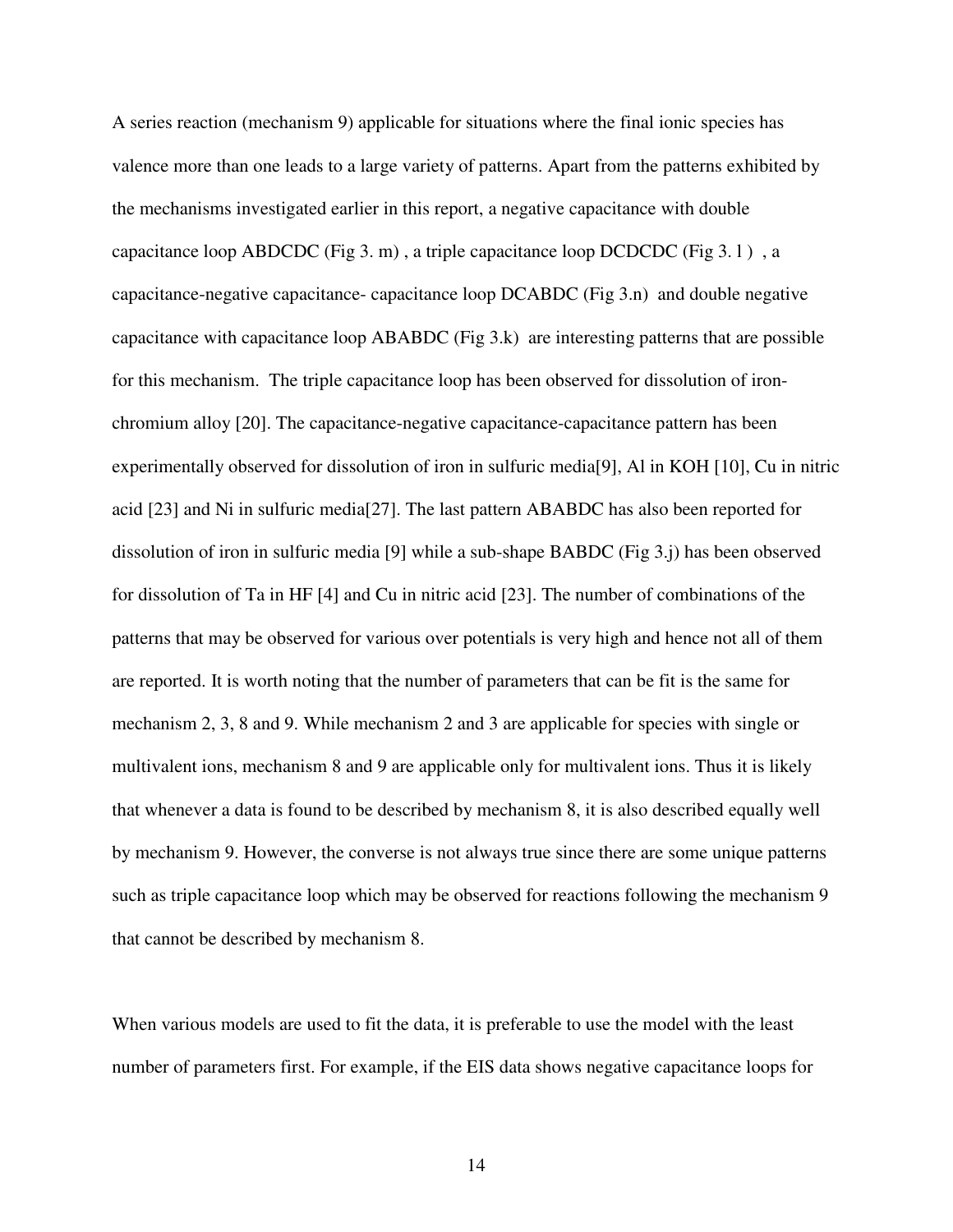A series reaction (mechanism 9) applicable for situations where the final ionic species has valence more than one leads to a large variety of patterns. Apart from the patterns exhibited by the mechanisms investigated earlier in this report, a negative capacitance with double capacitance loop ABDCDC (Fig 3. m) , a triple capacitance loop DCDCDC (Fig 3. l ) , a capacitance-negative capacitance- capacitance loop DCABDC (Fig 3.n) and double negative capacitance with capacitance loop ABABDC (Fig 3.k) are interesting patterns that are possible for this mechanism. The triple capacitance loop has been observed for dissolution of iron-chromium alloy [20]. The capacitance-negative capacitance-capacitance pattern has been experimentally observed for dissolution of iron in sulfuric media[9], Al in KOH [10], Cu in nitric acid [23] and Ni in sulfuric media[27]. The last pattern ABABDC has also been reported for dissolution of iron in sulfuric media [9] while a sub-shape BABDC (Fig 3.j) has been observed for dissolution of Ta in HF [4] and Cu in nitric acid [23]. The number of combinations of the patterns that may be observed for various over potentials is very high and hence not all of them are reported. It is worth noting that the number of parameters that can be fit is the same for mechanism 2, 3, 8 and 9. While mechanism 2 and 3 are applicable for species with single or multivalent ions, mechanism 8 and 9 are applicable only for multivalent ions. Thus it is likely that whenever a data is found to be described by mechanism 8, it is also described equally well by mechanism 9. However, the converse is not always true since there are some unique patterns such as triple capacitance loop which may be observed for reactions following the mechanism 9 that cannot be described by mechanism 8.

When various models are used to fit the data, it is preferable to use the model with the least number of parameters first. For example, if the EIS data shows negative capacitance loops for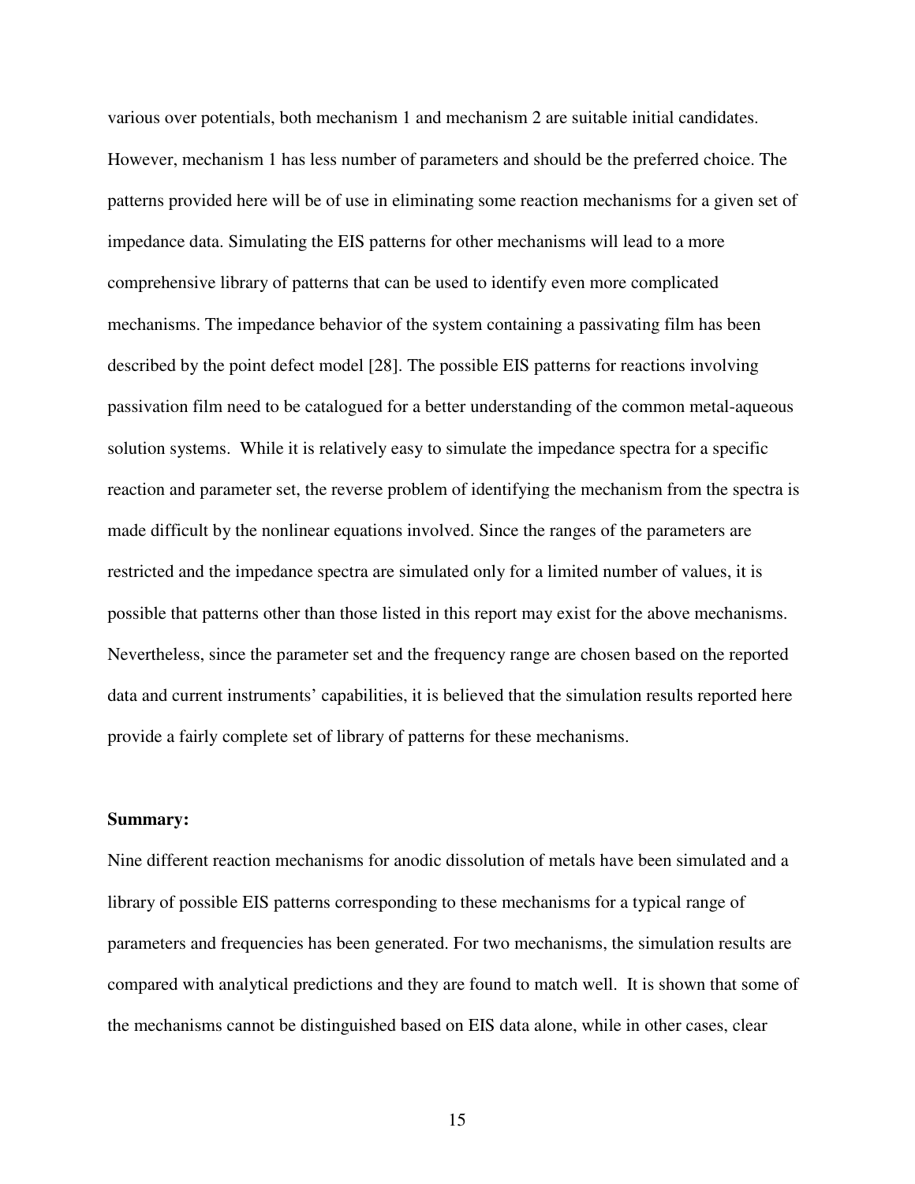various over potentials, both mechanism 1 and mechanism 2 are suitable initial candidates. However, mechanism 1 has less number of parameters and should be the preferred choice. The patterns provided here will be of use in eliminating some reaction mechanisms for a given set of impedance data. Simulating the EIS patterns for other mechanisms will lead to a more comprehensive library of patterns that can be used to identify even more complicated mechanisms. The impedance behavior of the system containing a passivating film has been described by the point defect model [28]. The possible EIS patterns for reactions involving passivation film need to be catalogued for a better understanding of the common metal-aqueous solution systems. While it is relatively easy to simulate the impedance spectra for a specific reaction and parameter set, the reverse problem of identifying the mechanism from the spectra is made difficult by the nonlinear equations involved. Since the ranges of the parameters are restricted and the impedance spectra are simulated only for a limited number of values, it is possible that patterns other than those listed in this report may exist for the above mechanisms. Nevertheless, since the parameter set and the frequency range are chosen based on the reported data and current instruments' capabilities, it is believed that the simulation results reported here provide a fairly complete set of library of patterns for these mechanisms.

**Summary:**

Nine different reaction mechanisms for anodic dissolution of metals have been simulated and a library of possible EIS patterns corresponding to these mechanisms for a typical range of parameters and frequencies has been generated. For two mechanisms, the simulation results are compared with analytical predictions and they are found to match well. It is shown that some of the mechanisms cannot be distinguished based on EIS data alone, while in other cases, clear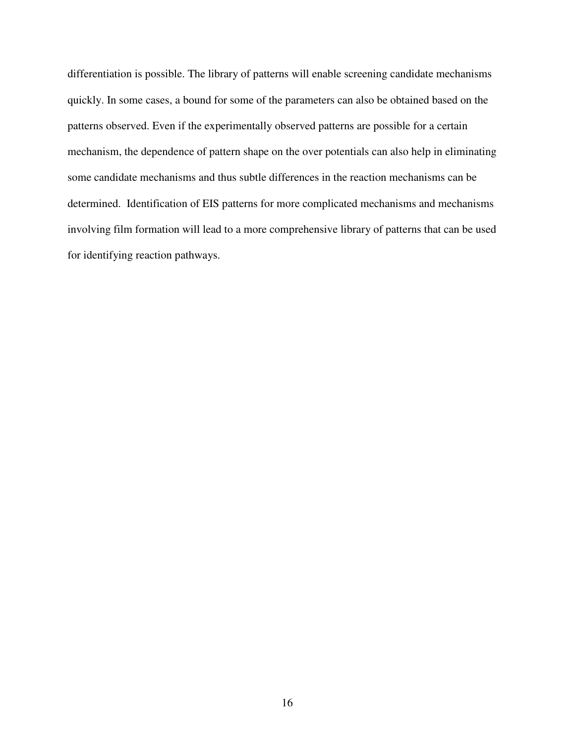differentiation is possible. The library of patterns will enable screening candidate mechanisms quickly. In some cases, a bound for some of the parameters can also be obtained based on the patterns observed. Even if the experimentally observed patterns are possible for a certain mechanism, the dependence of pattern shape on the over potentials can also help in eliminating some candidate mechanisms and thus subtle differences in the reaction mechanisms can be determined. Identification of EIS patterns for more complicated mechanisms and mechanisms involving film formation will lead to a more comprehensive library of patterns that can be used for identifying reaction pathways.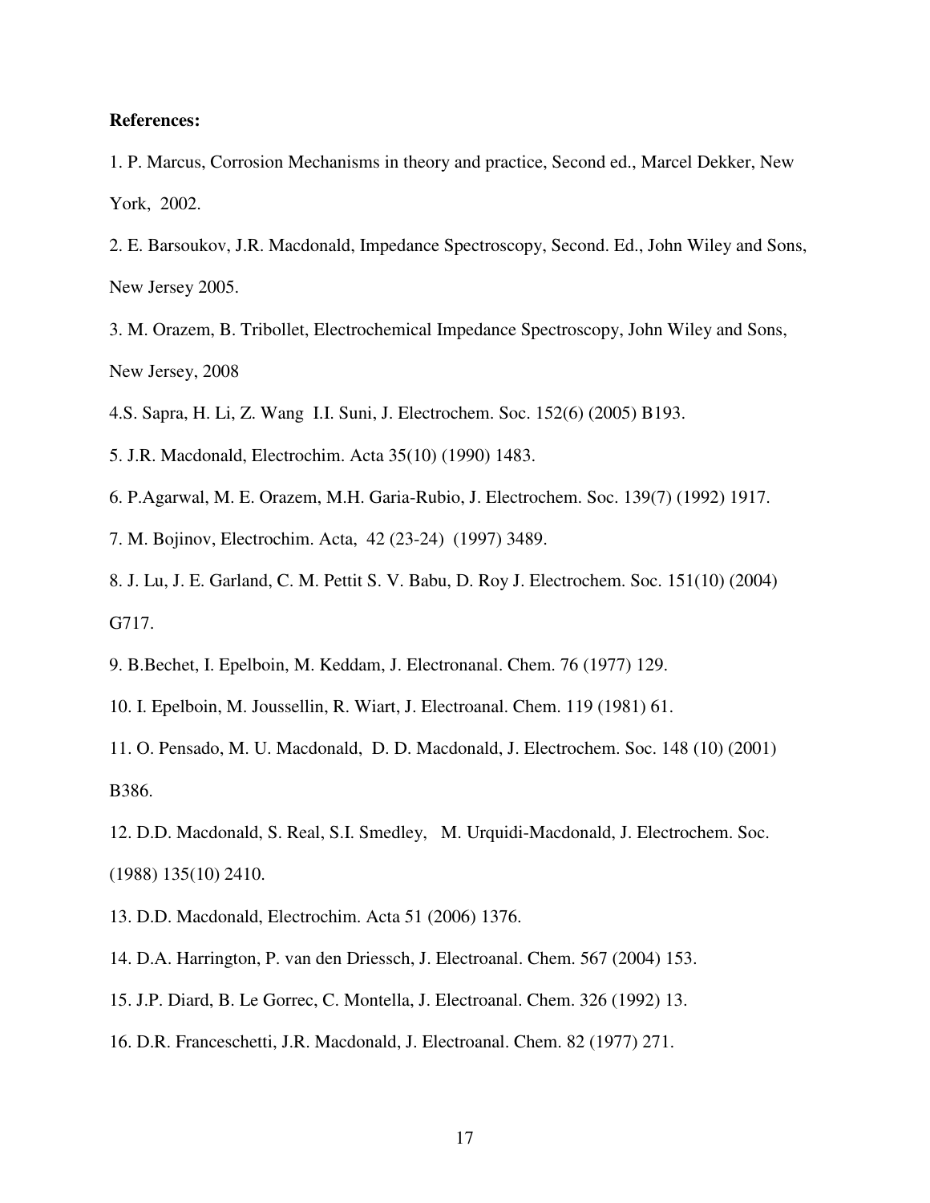**References:**

1. P. Marcus, Corrosion Mechanisms in theory and practice, Second ed., Marcel Dekker, New York, 2002.
2. E. Barsoukov, J.R. Macdonald, Impedance Spectroscopy, Second. Ed., John Wiley and Sons, New Jersey 2005.
3. M. Orazem, B. Tribollet, Electrochemical Impedance Spectroscopy, John Wiley and Sons, New Jersey, 2008
4. S. Sapra, H. Li, Z. Wang I.I. Suni, J. Electrochem. Soc. 152(6) (2005) B193.
5. J.R. Macdonald, Electrochim. Acta 35(10) (1990) 1483.
6. P.Agarwal, M. E. Orazem, M.H. Garia-Rubio, J. Electrochem. Soc. 139(7) (1992) 1917.
7. M. Bojinov, Electrochim. Acta, 42 (23-24) (1997) 3489.
8. J. Lu, J. E. Garland, C. M. Pettit S. V. Babu, D. Roy J. Electrochem. Soc. 151(10) (2004) G717.
9. B.Bechet, I. Epelboin, M. Keddam, J. Electronanal. Chem. 76 (1977) 129.
10. I. Epelboin, M. Joussellin, R. Wiart, J. Electroanal. Chem. 119 (1981) 61.
11. O. Pensado, M. U. Macdonald, D. D. Macdonald, J. Electrochem. Soc. 148 (10) (2001) B386.
12. D.D. Macdonald, S. Real, S.I. Smedley, M. Urquidi-Macdonald, J. Electrochem. Soc. (1988) 135(10) 2410.
13. D.D. Macdonald, Electrochim. Acta 51 (2006) 1376.
14. D.A. Harrington, P. van den Driessch, J. Electroanal. Chem. 567 (2004) 153.
15. J.P. Diard, B. Le Gorrec, C. Montella, J. Electroanal. Chem. 326 (1992) 13.
16. D.R. Franceschetti, J.R. Macdonald, J. Electroanal. Chem. 82 (1977) 271.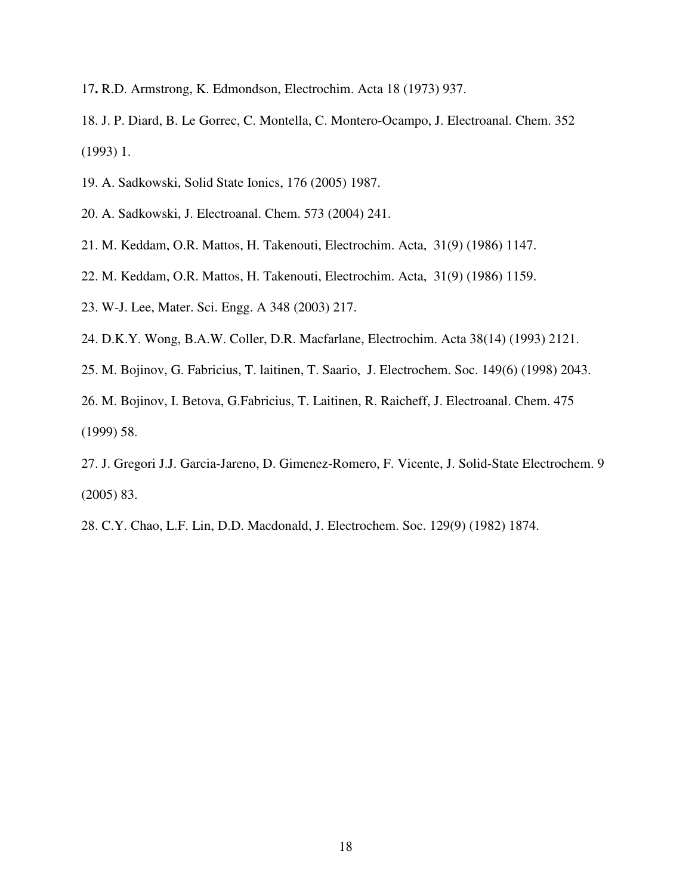17. R.D. Armstrong, K. Edmondson, Electrochim. Acta 18 (1973) 937.

18. J. P. Diard, B. Le Gorrec, C. Montella, C. Montero-Ocampo, J. Electroanal. Chem. 352 (1993) 1.

19. A. Sadkowski, Solid State Ionics, 176 (2005) 1987.

20. A. Sadkowski, J. Electroanal. Chem. 573 (2004) 241.

21. M. Keddam, O.R. Mattos, H. Takenouti, Electrochim. Acta, 31(9) (1986) 1147.

22. M. Keddam, O.R. Mattos, H. Takenouti, Electrochim. Acta, 31(9) (1986) 1159.

23. W-J. Lee, Mater. Sci. Engg. A 348 (2003) 217.

24. D.K.Y. Wong, B.A.W. Coller, D.R. Macfarlane, Electrochim. Acta 38(14) (1993) 2121.

25. M. Bojinov, G. Fabricius, T. laitinen, T. Saario, J. Electrochem. Soc. 149(6) (1998) 2043.

26. M. Bojinov, I. Betova, G.Fabricius, T. Laitinen, R. Raicheff, J. Electroanal. Chem. 475 (1999) 58.

27. J. Gregori J.J. Garcia-Jareno, D. Gimenez-Romero, F. Vicente, J. Solid-State Electrochem. 9 (2005) 83.

28. C.Y. Chao, L.F. Lin, D.D. Macdonald, J. Electrochem. Soc. 129(9) (1982) 1874.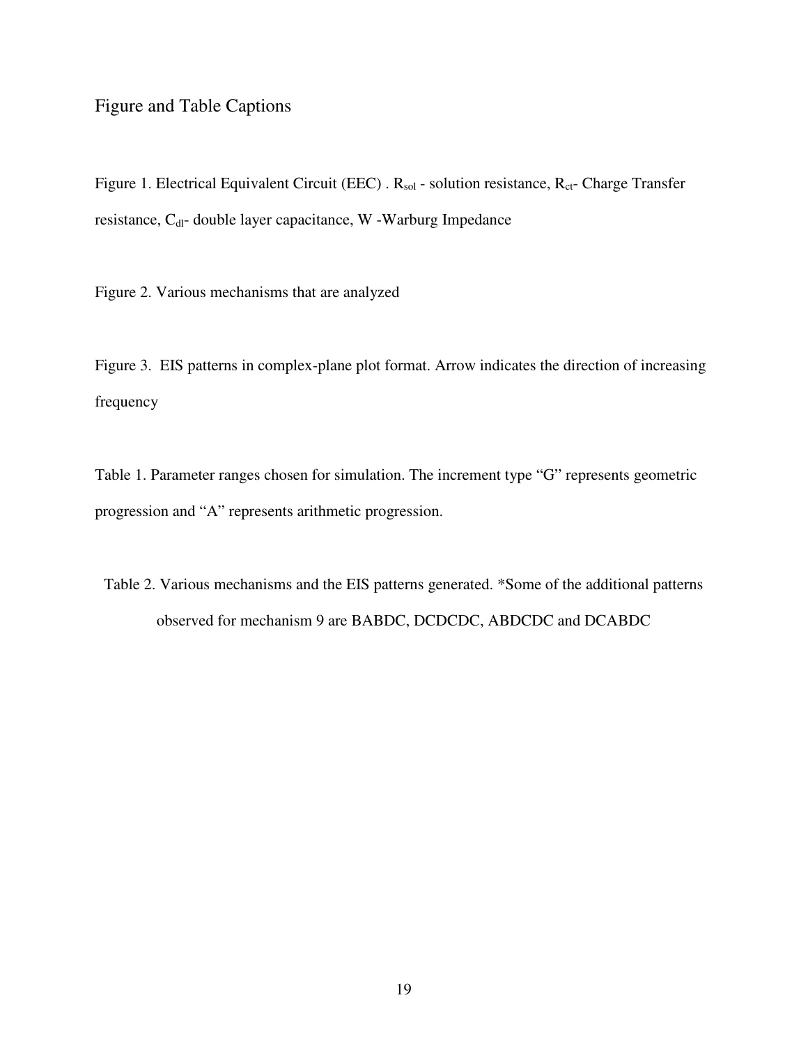# Figure and Table Captions

Figure 1. Electrical Equivalent Circuit (EEC) . $R_{sol}$ - solution resistance, $R_{ct}$- Charge Transfer resistance, $C_{dl}$- double layer capacitance, W -Warburg Impedance

Figure 2. Various mechanisms that are analyzed

Figure 3. EIS patterns in complex-plane plot format. Arrow indicates the direction of increasing frequency

Table 1. Parameter ranges chosen for simulation. The increment type "G" represents geometric progression and "A" represents arithmetic progression.

Table 2. Various mechanisms and the EIS patterns generated. *Some of the additional patterns observed for mechanism 9 are BABDC, DCDCDC, ABDCDC and DCABDC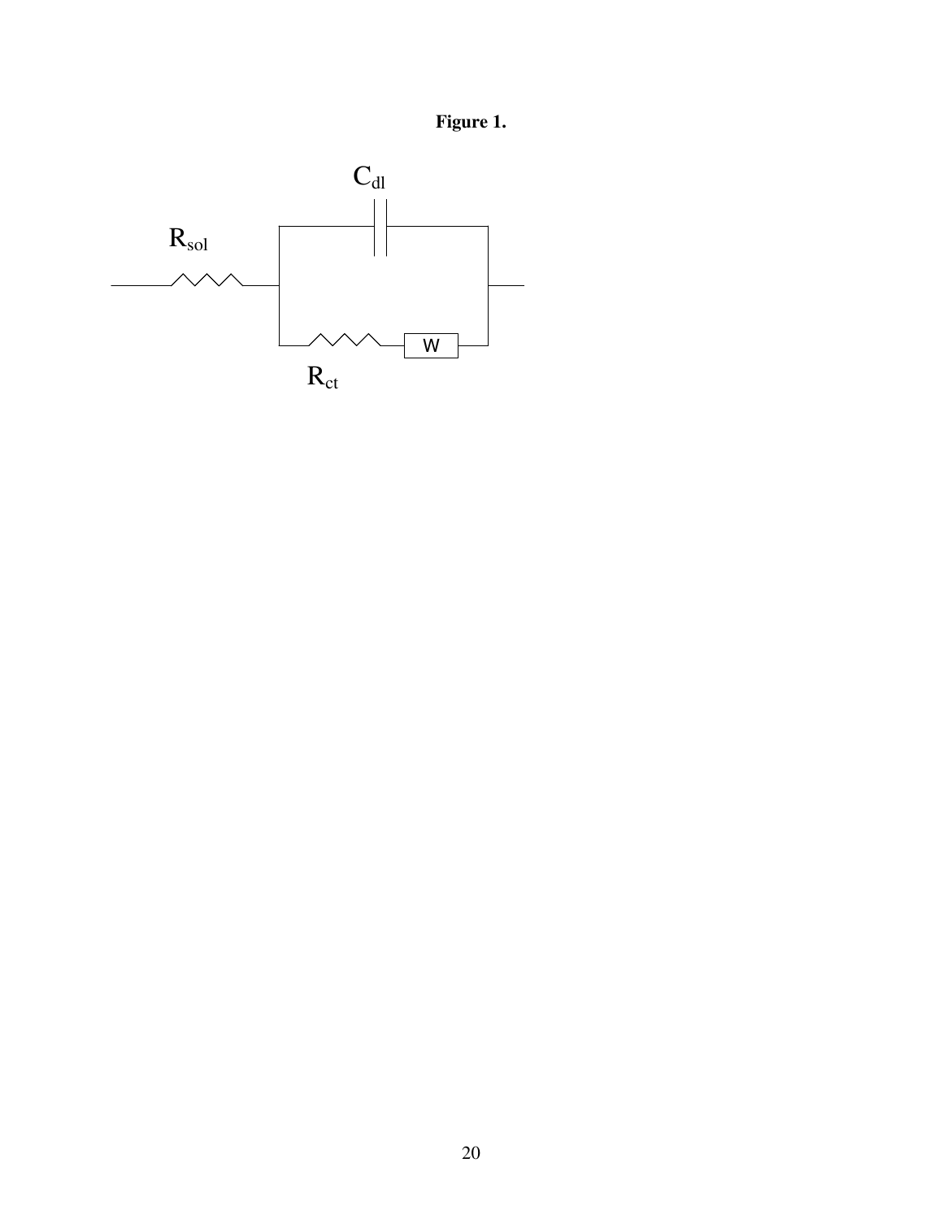**Figure 1.**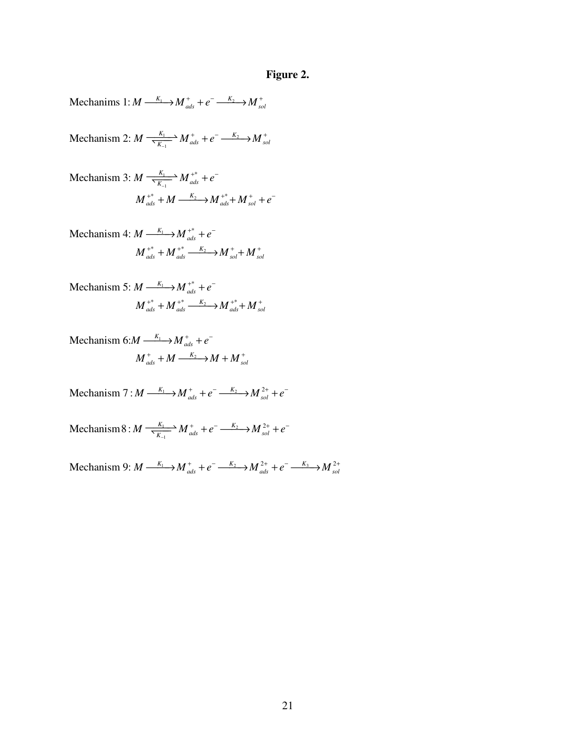**Figure 2.**

Mechanims 1: $M \xrightarrow{K_1} M^+_{ads} + e^- \xrightarrow{K_2} M^+_{sol}$

Mechanism 2: $M \underset{K_{-1}}{\overset{K_1}{\rightleftarrows}} M^+_{ads} + e^- \xrightarrow{K_2} M^+_{sol}$

Mechanism 3: $M \underset{K_{-1}}{\overset{K_1}{\rightleftarrows}} M^{+*}_{ads} + e^-$

$$M^{+*}_{ads} + M \xrightarrow{K_2} M^{+*}_{ads} + M^+_{sol} + e^-$$

Mechanism 4: $M \xrightarrow{K_1} M^{+*}_{ads} + e^-$

$$M^{+*}_{ads} + M^{+*}_{ads} \xrightarrow{K_2} M^+_{sol} + M^+_{sol}$$

Mechanism 5: $M \xrightarrow{K_1} M^{+*}_{ads} + e^-$

$$M^{+*}_{ads} + M^{+*}_{ads} \xrightarrow{K_2} M^{+*}_{ads} + M^+_{sol}$$

Mechanism 6: $M \xrightarrow{K_1} M^+_{ads} + e^-$

$$M^+_{ads} + M \xrightarrow{K_2} M + M^+_{sol}$$

Mechanism 7 : $M \xrightarrow{K_1} M^+_{ads} + e^- \xrightarrow{K_2} M^{2+}_{sol} + e^-$

Mechanism 8 : $M \underset{K_{-1}}{\overset{K_1}{\rightleftarrows}} M^+_{ads} + e^- \xrightarrow{K_2} M^{2+}_{sol} + e^-$

Mechanism 9: $M \xrightarrow{K_1} M^+_{ads} + e^- \xrightarrow{K_2} M^{2+}_{ads} + e^- \xrightarrow{K_3} M^{2+}_{sol}$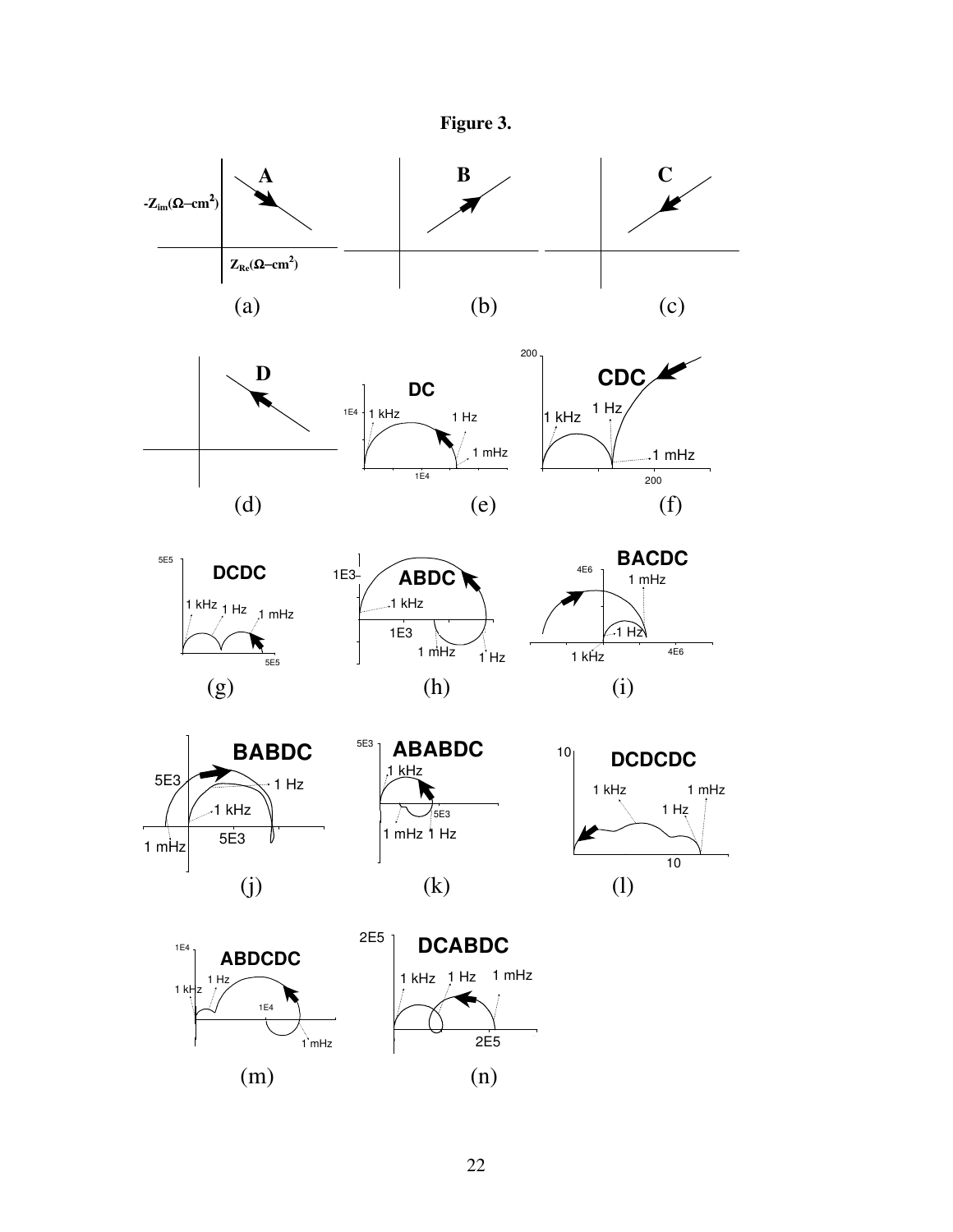**Figure 3.**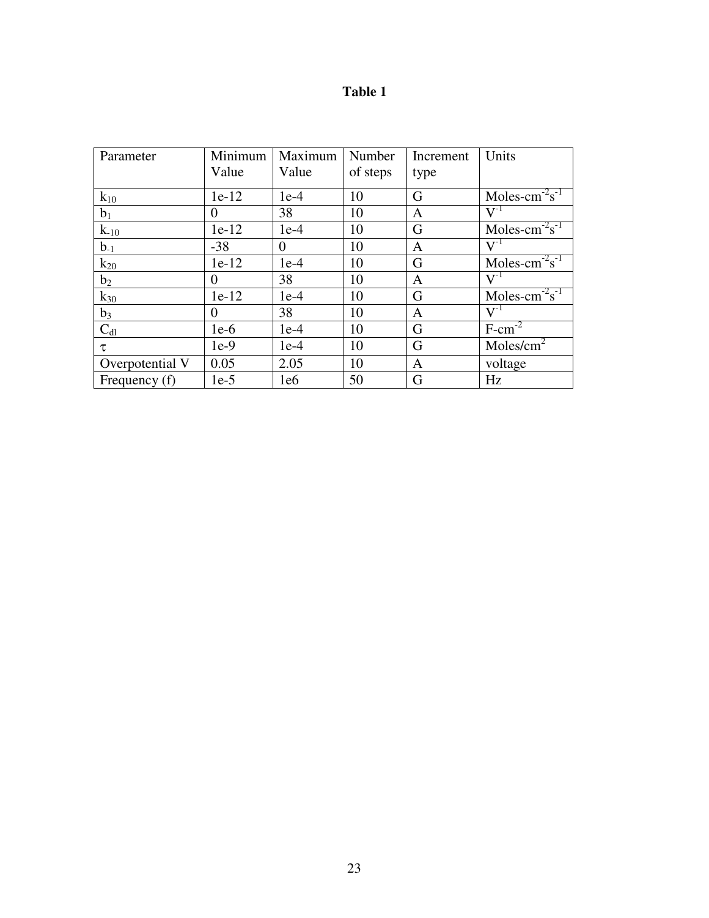# Table 1

| Parameter | Minimum Value | Maximum Value | Number of steps | Increment type | Units |
|---|---|---|---|---|---|
| $k_{10}$ | 1e-12 | 1e-4 | 10 | G | Moles-cm$^{-2}$s$^{-1}$ |
| $b_1$ | 0 | 38 | 10 | A | V$^{-1}$ |
| $k_{-10}$ | 1e-12 | 1e-4 | 10 | G | Moles-cm$^{-2}$s$^{-1}$ |
| $b_{-1}$ | -38 | 0 | 10 | A | V$^{-1}$ |
| $k_{20}$ | 1e-12 | 1e-4 | 10 | G | Moles-cm$^{-2}$s$^{-1}$ |
| $b_2$ | 0 | 38 | 10 | A | V$^{-1}$ |
| $k_{30}$ | 1e-12 | 1e-4 | 10 | G | Moles-cm$^{-2}$s$^{-1}$ |
| $b_3$ | 0 | 38 | 10 | A | V$^{-1}$ |
| $C_{dl}$ | 1e-6 | 1e-4 | 10 | G | F-cm$^{-2}$ |
| $\tau$ | 1e-9 | 1e-4 | 10 | G | Moles/cm$^2$ |
| Overpotential V | 0.05 | 2.05 | 10 | A | voltage |
| Frequency (f) | 1e-5 | 1e6 | 50 | G | Hz |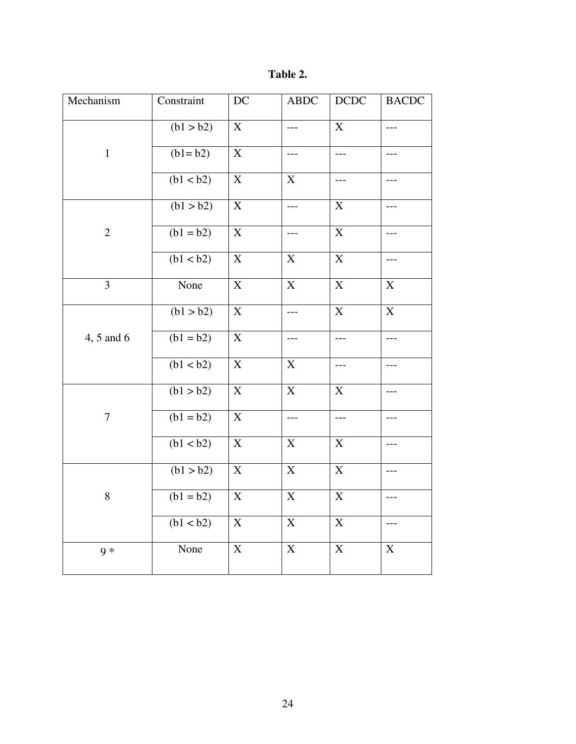**Table 2.**

| Mechanism | Constraint | DC | ABDC | DCDC | BACDC |
|---|---|---|---|---|---|
| 1 | (b1 > b2) | X | --- | X | --- |
| | (b1= b2) | X | --- | --- | --- |
| | (b1 < b2) | X | X | --- | --- |
| 2 | (b1 > b2) | X | --- | X | --- |
| | (b1 = b2) | X | --- | X | --- |
| | (b1 < b2) | X | X | X | --- |
| 3 | None | X | X | X | X |
| 4, 5 and 6 | (b1 > b2) | X | --- | X | X |
| | (b1 = b2) | X | --- | --- | --- |
| | (b1 < b2) | X | X | --- | --- |
| 7 | (b1 > b2) | X | X | X | --- |
| | (b1 = b2) | X | --- | --- | --- |
| | (b1 < b2) | X | X | X | --- |
| 8 | (b1 > b2) | X | X | X | --- |
| | (b1 = b2) | X | X | X | --- |
| | (b1 < b2) | X | X | X | --- |
| 9 * | None | X | X | X | X |